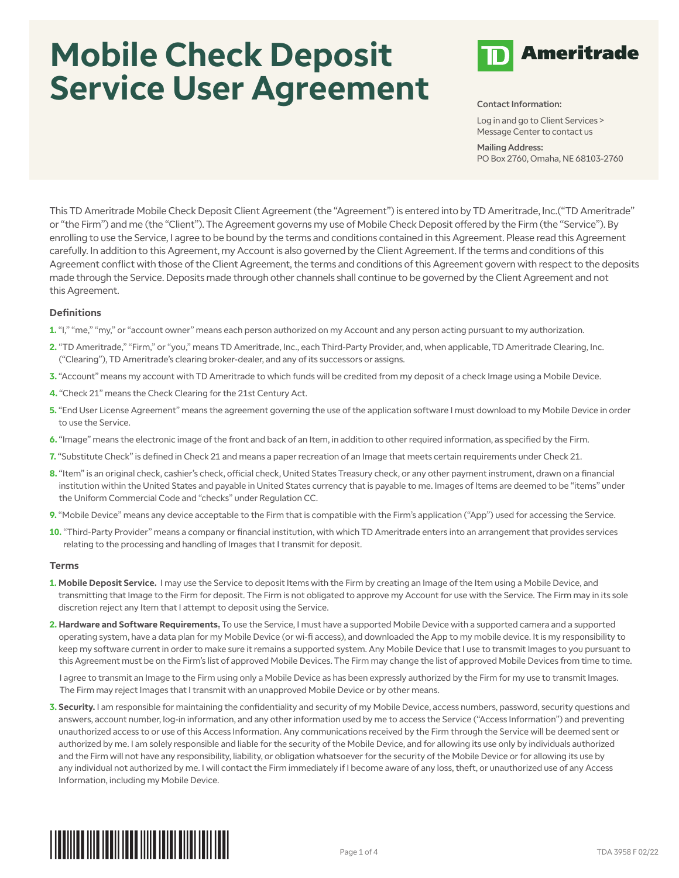# Mobile Check Deposit Service User Agreement

**TD Ameritrade**

Contact Information:

Log in and go to Client Services > Message Center to contact us

Mailing Address:
PO Box 2760, Omaha, NE 68103-2760

This TD Ameritrade Mobile Check Deposit Client Agreement (the "Agreement") is entered into by TD Ameritrade, Inc.("TD Ameritrade" or "the Firm") and me (the "Client"). The Agreement governs my use of Mobile Check Deposit offered by the Firm (the "Service"). By enrolling to use the Service, I agree to be bound by the terms and conditions contained in this Agreement. Please read this Agreement carefully. In addition to this Agreement, my Account is also governed by the Client Agreement. If the terms and conditions of this Agreement conflict with those of the Client Agreement, the terms and conditions of this Agreement govern with respect to the deposits made through the Service. Deposits made through other channels shall continue to be governed by the Client Agreement and not this Agreement.

### Definitions

1. "I," "me," "my," or "account owner" means each person authorized on my Account and any person acting pursuant to my authorization.
2. "TD Ameritrade," "Firm," or "you," means TD Ameritrade, Inc., each Third-Party Provider, and, when applicable, TD Ameritrade Clearing, Inc. ("Clearing"), TD Ameritrade's clearing broker-dealer, and any of its successors or assigns.
3. "Account" means my account with TD Ameritrade to which funds will be credited from my deposit of a check Image using a Mobile Device.
4. "Check 21" means the Check Clearing for the 21st Century Act.
5. "End User License Agreement" means the agreement governing the use of the application software I must download to my Mobile Device in order to use the Service.
6. "Image" means the electronic image of the front and back of an Item, in addition to other required information, as specified by the Firm.
7. "Substitute Check" is defined in Check 21 and means a paper recreation of an Image that meets certain requirements under Check 21.
8. "Item" is an original check, cashier's check, official check, United States Treasury check, or any other payment instrument, drawn on a financial institution within the United States and payable in United States currency that is payable to me. Images of Items are deemed to be "items" under the Uniform Commercial Code and "checks" under Regulation CC.
9. "Mobile Device" means any device acceptable to the Firm that is compatible with the Firm's application ("App") used for accessing the Service.
10. "Third-Party Provider" means a company or financial institution, with which TD Ameritrade enters into an arrangement that provides services relating to the processing and handling of Images that I transmit for deposit.

### Terms

1. **Mobile Deposit Service.** I may use the Service to deposit Items with the Firm by creating an Image of the Item using a Mobile Device, and transmitting that Image to the Firm for deposit. The Firm is not obligated to approve my Account for use with the Service. The Firm may in its sole discretion reject any Item that I attempt to deposit using the Service.
2. **Hardware and Software Requirements.** To use the Service, I must have a supported Mobile Device with a supported camera and a supported operating system, have a data plan for my Mobile Device (or wi-fi access), and downloaded the App to my mobile device. It is my responsibility to keep my software current in order to make sure it remains a supported system. Any Mobile Device that I use to transmit Images to you pursuant to this Agreement must be on the Firm's list of approved Mobile Devices. The Firm may change the list of approved Mobile Devices from time to time.

   I agree to transmit an Image to the Firm using only a Mobile Device as has been expressly authorized by the Firm for my use to transmit Images. The Firm may reject Images that I transmit with an unapproved Mobile Device or by other means.
3. **Security.** I am responsible for maintaining the confidentiality and security of my Mobile Device, access numbers, password, security questions and answers, account number, log-in information, and any other information used by me to access the Service ("Access Information") and preventing unauthorized access to or use of this Access Information. Any communications received by the Firm through the Service will be deemed sent or authorized by me. I am solely responsible and liable for the security of the Mobile Device, and for allowing its use only by individuals authorized and the Firm will not have any responsibility, liability, or obligation whatsoever for the security of the Mobile Device or for allowing its use by any individual not authorized by me. I will contact the Firm immediately if I become aware of any loss, theft, or unauthorized use of any Access Information, including my Mobile Device.

TDA 3958 F 02/22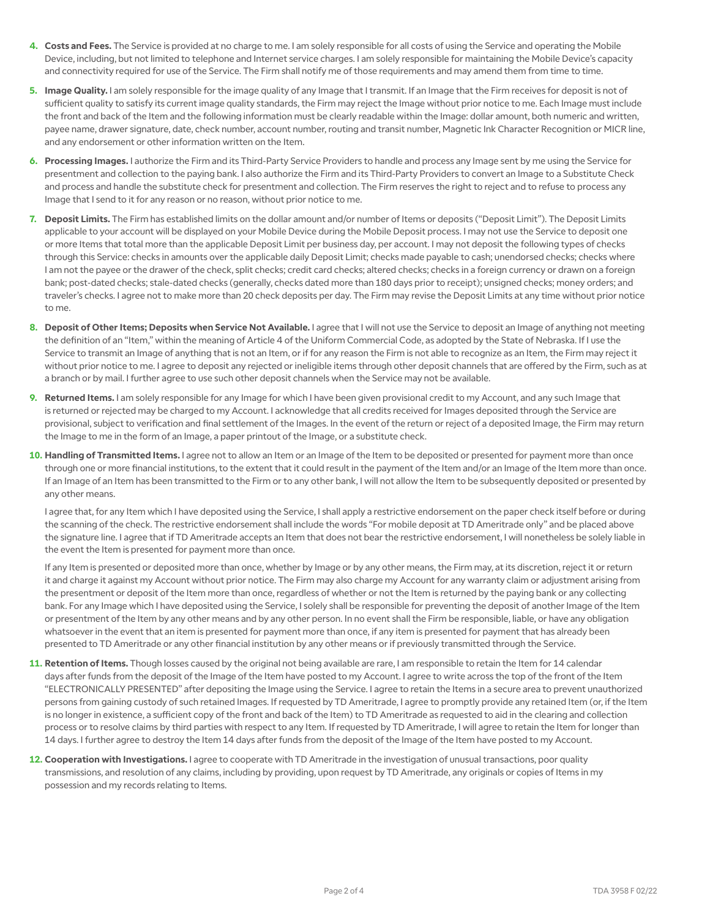4. **Costs and Fees.** The Service is provided at no charge to me. I am solely responsible for all costs of using the Service and operating the Mobile Device, including, but not limited to telephone and Internet service charges. I am solely responsible for maintaining the Mobile Device's capacity and connectivity required for use of the Service. The Firm shall notify me of those requirements and may amend them from time to time.

5. **Image Quality.** I am solely responsible for the image quality of any Image that I transmit. If an Image that the Firm receives for deposit is not of sufficient quality to satisfy its current image quality standards, the Firm may reject the Image without prior notice to me. Each Image must include the front and back of the Item and the following information must be clearly readable within the Image: dollar amount, both numeric and written, payee name, drawer signature, date, check number, account number, routing and transit number, Magnetic Ink Character Recognition or MICR line, and any endorsement or other information written on the Item.

6. **Processing Images.** I authorize the Firm and its Third-Party Service Providers to handle and process any Image sent by me using the Service for presentment and collection to the paying bank. I also authorize the Firm and its Third-Party Providers to convert an Image to a Substitute Check and process and handle the substitute check for presentment and collection. The Firm reserves the right to reject and to refuse to process any Image that I send to it for any reason or no reason, without prior notice to me.

7. **Deposit Limits.** The Firm has established limits on the dollar amount and/or number of Items or deposits ("Deposit Limit"). The Deposit Limits applicable to your account will be displayed on your Mobile Device during the Mobile Deposit process. I may not use the Service to deposit one or more Items that total more than the applicable Deposit Limit per business day, per account. I may not deposit the following types of checks through this Service: checks in amounts over the applicable daily Deposit Limit; checks made payable to cash; unendorsed checks; checks where I am not the payee or the drawer of the check, split checks; credit card checks; altered checks; checks in a foreign currency or drawn on a foreign bank; post-dated checks; stale-dated checks (generally, checks dated more than 180 days prior to receipt); unsigned checks; money orders; and traveler's checks. I agree not to make more than 20 check deposits per day. The Firm may revise the Deposit Limits at any time without prior notice to me.

8. **Deposit of Other Items; Deposits when Service Not Available.** I agree that I will not use the Service to deposit an Image of anything not meeting the definition of an "Item," within the meaning of Article 4 of the Uniform Commercial Code, as adopted by the State of Nebraska. If I use the Service to transmit an Image of anything that is not an Item, or if for any reason the Firm is not able to recognize as an Item, the Firm may reject it without prior notice to me. I agree to deposit any rejected or ineligible items through other deposit channels that are offered by the Firm, such as at a branch or by mail. I further agree to use such other deposit channels when the Service may not be available.

9. **Returned Items.** I am solely responsible for any Image for which I have been given provisional credit to my Account, and any such Image that is returned or rejected may be charged to my Account. I acknowledge that all credits received for Images deposited through the Service are provisional, subject to verification and final settlement of the Images. In the event of the return or reject of a deposited Image, the Firm may return the Image to me in the form of an Image, a paper printout of the Image, or a substitute check.

10. **Handling of Transmitted Items.** I agree not to allow an Item or an Image of the Item to be deposited or presented for payment more than once through one or more financial institutions, to the extent that it could result in the payment of the Item and/or an Image of the Item more than once. If an Image of an Item has been transmitted to the Firm or to any other bank, I will not allow the Item to be subsequently deposited or presented by any other means.

    I agree that, for any Item which I have deposited using the Service, I shall apply a restrictive endorsement on the paper check itself before or during the scanning of the check. The restrictive endorsement shall include the words "For mobile deposit at TD Ameritrade only" and be placed above the signature line. I agree that if TD Ameritrade accepts an Item that does not bear the restrictive endorsement, I will nonetheless be solely liable in the event the Item is presented for payment more than once.

    If any Item is presented or deposited more than once, whether by Image or by any other means, the Firm may, at its discretion, reject it or return it and charge it against my Account without prior notice. The Firm may also charge my Account for any warranty claim or adjustment arising from the presentment or deposit of the Item more than once, regardless of whether or not the Item is returned by the paying bank or any collecting bank. For any Image which I have deposited using the Service, I solely shall be responsible for preventing the deposit of another Image of the Item or presentment of the Item by any other means and by any other person. In no event shall the Firm be responsible, liable, or have any obligation whatsoever in the event that an item is presented for payment more than once, if any item is presented for payment that has already been presented to TD Ameritrade or any other financial institution by any other means or if previously transmitted through the Service.

11. **Retention of Items.** Though losses caused by the original not being available are rare, I am responsible to retain the Item for 14 calendar days after funds from the deposit of the Image of the Item have posted to my Account. I agree to write across the top of the front of the Item "ELECTRONICALLY PRESENTED" after depositing the Image using the Service. I agree to retain the Items in a secure area to prevent unauthorized persons from gaining custody of such retained Images. If requested by TD Ameritrade, I agree to promptly provide any retained Item (or, if the Item is no longer in existence, a sufficient copy of the front and back of the Item) to TD Ameritrade as requested to aid in the clearing and collection process or to resolve claims by third parties with respect to any Item. If requested by TD Ameritrade, I will agree to retain the Item for longer than 14 days. I further agree to destroy the Item 14 days after funds from the deposit of the Image of the Item have posted to my Account.

12. **Cooperation with Investigations.** I agree to cooperate with TD Ameritrade in the investigation of unusual transactions, poor quality transmissions, and resolution of any claims, including by providing, upon request by TD Ameritrade, any originals or copies of Items in my possession and my records relating to Items.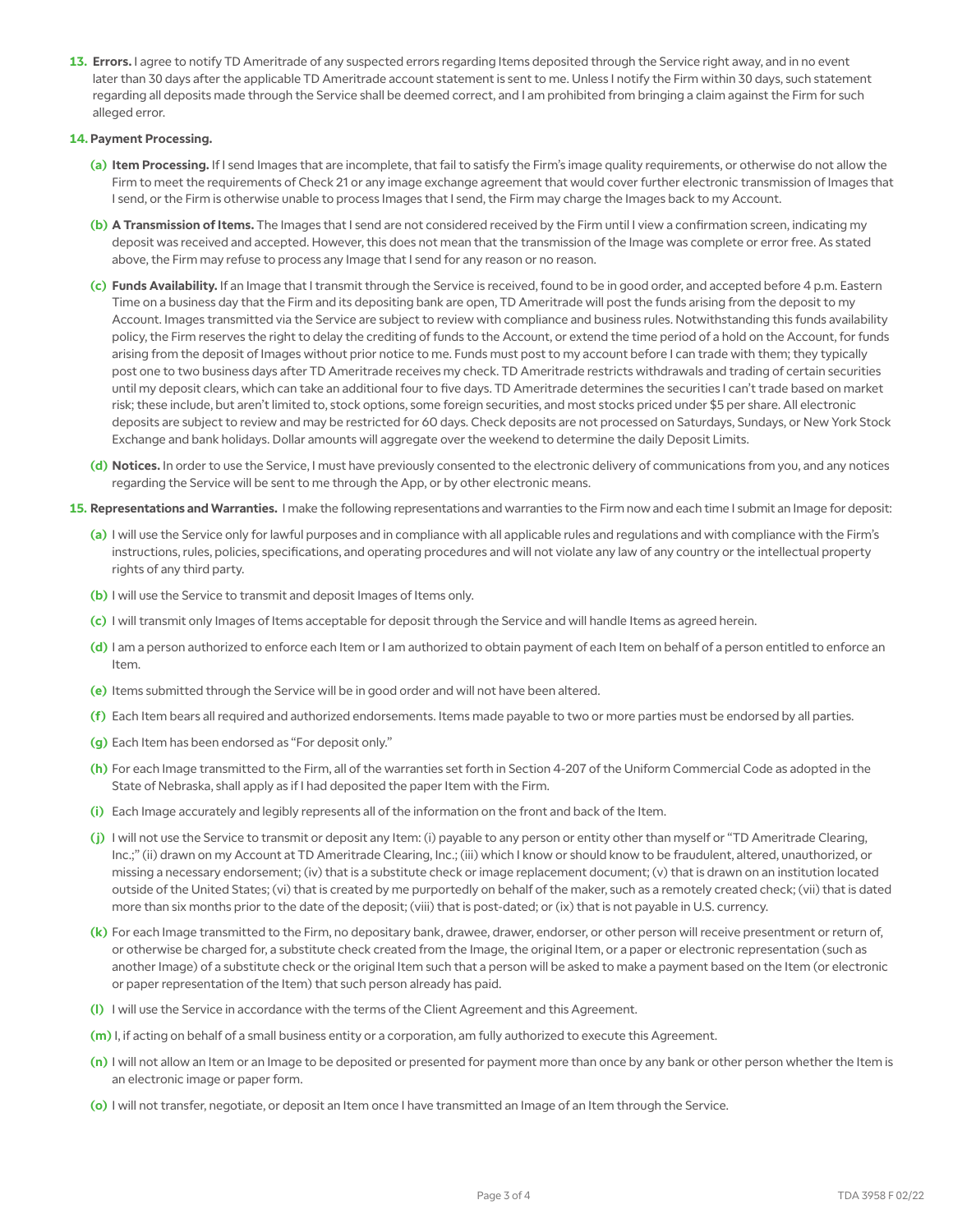13. **Errors.** I agree to notify TD Ameritrade of any suspected errors regarding Items deposited through the Service right away, and in no event later than 30 days after the applicable TD Ameritrade account statement is sent to me. Unless I notify the Firm within 30 days, such statement regarding all deposits made through the Service shall be deemed correct, and I am prohibited from bringing a claim against the Firm for such alleged error.

14. **Payment Processing.**

   (a) **Item Processing.** If I send Images that are incomplete, that fail to satisfy the Firm's image quality requirements, or otherwise do not allow the Firm to meet the requirements of Check 21 or any image exchange agreement that would cover further electronic transmission of Images that I send, or the Firm is otherwise unable to process Images that I send, the Firm may charge the Images back to my Account.

   (b) **A Transmission of Items.** The Images that I send are not considered received by the Firm until I view a confirmation screen, indicating my deposit was received and accepted. However, this does not mean that the transmission of the Image was complete or error free. As stated above, the Firm may refuse to process any Image that I send for any reason or no reason.

   (c) **Funds Availability.** If an Image that I transmit through the Service is received, found to be in good order, and accepted before 4 p.m. Eastern Time on a business day that the Firm and its depositing bank are open, TD Ameritrade will post the funds arising from the deposit to my Account. Images transmitted via the Service are subject to review with compliance and business rules. Notwithstanding this funds availability policy, the Firm reserves the right to delay the crediting of funds to the Account, or extend the time period of a hold on the Account, for funds arising from the deposit of Images without prior notice to me. Funds must post to my account before I can trade with them; they typically post one to two business days after TD Ameritrade receives my check. TD Ameritrade restricts withdrawals and trading of certain securities until my deposit clears, which can take an additional four to five days. TD Ameritrade determines the securities I can't trade based on market risk; these include, but aren't limited to, stock options, some foreign securities, and most stocks priced under $5 per share. All electronic deposits are subject to review and may be restricted for 60 days. Check deposits are not processed on Saturdays, Sundays, or New York Stock Exchange and bank holidays. Dollar amounts will aggregate over the weekend to determine the daily Deposit Limits.

   (d) **Notices.** In order to use the Service, I must have previously consented to the electronic delivery of communications from you, and any notices regarding the Service will be sent to me through the App, or by other electronic means.

15. **Representations and Warranties.** I make the following representations and warranties to the Firm now and each time I submit an Image for deposit:

   (a) I will use the Service only for lawful purposes and in compliance with all applicable rules and regulations and with compliance with the Firm's instructions, rules, policies, specifications, and operating procedures and will not violate any law of any country or the intellectual property rights of any third party.

   (b) I will use the Service to transmit and deposit Images of Items only.

   (c) I will transmit only Images of Items acceptable for deposit through the Service and will handle Items as agreed herein.

   (d) I am a person authorized to enforce each Item or I am authorized to obtain payment of each Item on behalf of a person entitled to enforce an Item.

   (e) Items submitted through the Service will be in good order and will not have been altered.

   (f) Each Item bears all required and authorized endorsements. Items made payable to two or more parties must be endorsed by all parties.

   (g) Each Item has been endorsed as "For deposit only."

   (h) For each Image transmitted to the Firm, all of the warranties set forth in Section 4-207 of the Uniform Commercial Code as adopted in the State of Nebraska, shall apply as if I had deposited the paper Item with the Firm.

   (i) Each Image accurately and legibly represents all of the information on the front and back of the Item.

   (j) I will not use the Service to transmit or deposit any Item: (i) payable to any person or entity other than myself or "TD Ameritrade Clearing, Inc.;" (ii) drawn on my Account at TD Ameritrade Clearing, Inc.; (iii) which I know or should know to be fraudulent, altered, unauthorized, or missing a necessary endorsement; (iv) that is a substitute check or image replacement document; (v) that is drawn on an institution located outside of the United States; (vi) that is created by me purportedly on behalf of the maker, such as a remotely created check; (vii) that is dated more than six months prior to the date of the deposit; (viii) that is post-dated; or (ix) that is not payable in U.S. currency.

   (k) For each Image transmitted to the Firm, no depositary bank, drawee, drawer, endorser, or other person will receive presentment or return of, or otherwise be charged for, a substitute check created from the Image, the original Item, or a paper or electronic representation (such as another Image) of a substitute check or the original Item such that a person will be asked to make a payment based on the Item (or electronic or paper representation of the Item) that such person already has paid.

   (l) I will use the Service in accordance with the terms of the Client Agreement and this Agreement.

   (m) I, if acting on behalf of a small business entity or a corporation, am fully authorized to execute this Agreement.

   (n) I will not allow an Item or an Image to be deposited or presented for payment more than once by any bank or other person whether the Item is an electronic image or paper form.

   (o) I will not transfer, negotiate, or deposit an Item once I have transmitted an Image of an Item through the Service.

TDA 3958 F 02/22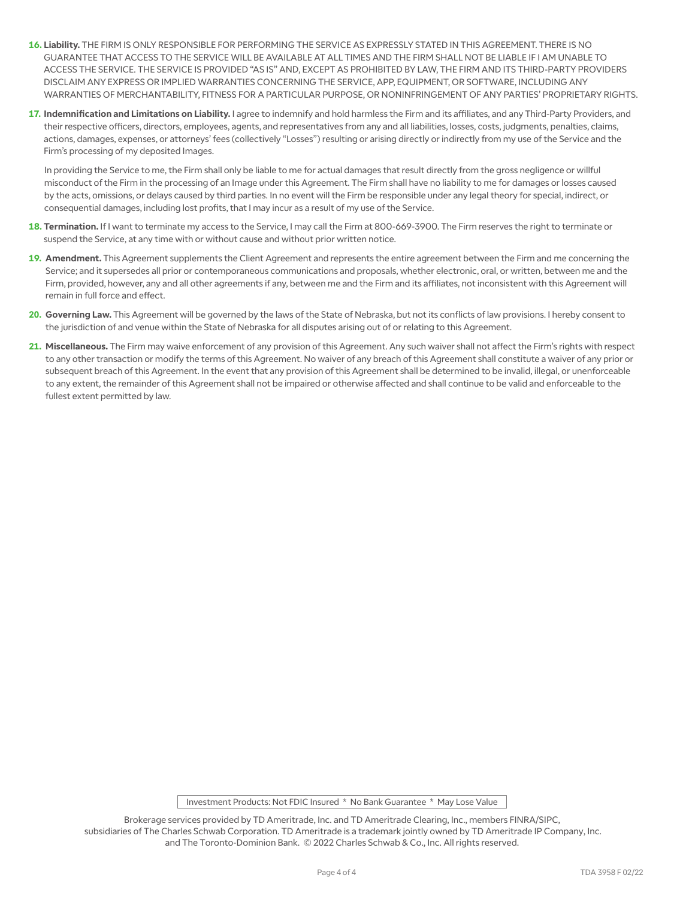16. **Liability.** THE FIRM IS ONLY RESPONSIBLE FOR PERFORMING THE SERVICE AS EXPRESSLY STATED IN THIS AGREEMENT. THERE IS NO GUARANTEE THAT ACCESS TO THE SERVICE WILL BE AVAILABLE AT ALL TIMES AND THE FIRM SHALL NOT BE LIABLE IF I AM UNABLE TO ACCESS THE SERVICE. THE SERVICE IS PROVIDED "AS IS" AND, EXCEPT AS PROHIBITED BY LAW, THE FIRM AND ITS THIRD-PARTY PROVIDERS DISCLAIM ANY EXPRESS OR IMPLIED WARRANTIES CONCERNING THE SERVICE, APP, EQUIPMENT, OR SOFTWARE, INCLUDING ANY WARRANTIES OF MERCHANTABILITY, FITNESS FOR A PARTICULAR PURPOSE, OR NONINFRINGEMENT OF ANY PARTIES' PROPRIETARY RIGHTS.

17. **Indemnification and Limitations on Liability.** I agree to indemnify and hold harmless the Firm and its affiliates, and any Third-Party Providers, and their respective officers, directors, employees, agents, and representatives from any and all liabilities, losses, costs, judgments, penalties, claims, actions, damages, expenses, or attorneys' fees (collectively "Losses") resulting or arising directly or indirectly from my use of the Service and the Firm's processing of my deposited Images.

    In providing the Service to me, the Firm shall only be liable to me for actual damages that result directly from the gross negligence or willful misconduct of the Firm in the processing of an Image under this Agreement. The Firm shall have no liability to me for damages or losses caused by the acts, omissions, or delays caused by third parties. In no event will the Firm be responsible under any legal theory for special, indirect, or consequential damages, including lost profits, that I may incur as a result of my use of the Service.

18. **Termination.** If I want to terminate my access to the Service, I may call the Firm at 800-669-3900. The Firm reserves the right to terminate or suspend the Service, at any time with or without cause and without prior written notice.

19. **Amendment.** This Agreement supplements the Client Agreement and represents the entire agreement between the Firm and me concerning the Service; and it supersedes all prior or contemporaneous communications and proposals, whether electronic, oral, or written, between me and the Firm, provided, however, any and all other agreements if any, between me and the Firm and its affiliates, not inconsistent with this Agreement will remain in full force and effect.

20. **Governing Law.** This Agreement will be governed by the laws of the State of Nebraska, but not its conflicts of law provisions. I hereby consent to the jurisdiction of and venue within the State of Nebraska for all disputes arising out of or relating to this Agreement.

21. **Miscellaneous.** The Firm may waive enforcement of any provision of this Agreement. Any such waiver shall not affect the Firm's rights with respect to any other transaction or modify the terms of this Agreement. No waiver of any breach of this Agreement shall constitute a waiver of any prior or subsequent breach of this Agreement. In the event that any provision of this Agreement shall be determined to be invalid, illegal, or unenforceable to any extent, the remainder of this Agreement shall not be impaired or otherwise affected and shall continue to be valid and enforceable to the fullest extent permitted by law.

Investment Products: Not FDIC Insured * No Bank Guarantee * May Lose Value

Brokerage services provided by TD Ameritrade, Inc. and TD Ameritrade Clearing, Inc., members FINRA/SIPC, subsidiaries of The Charles Schwab Corporation. TD Ameritrade is a trademark jointly owned by TD Ameritrade IP Company, Inc. and The Toronto-Dominion Bank. © 2022 Charles Schwab & Co., Inc. All rights reserved.

TDA 3958 F 02/22